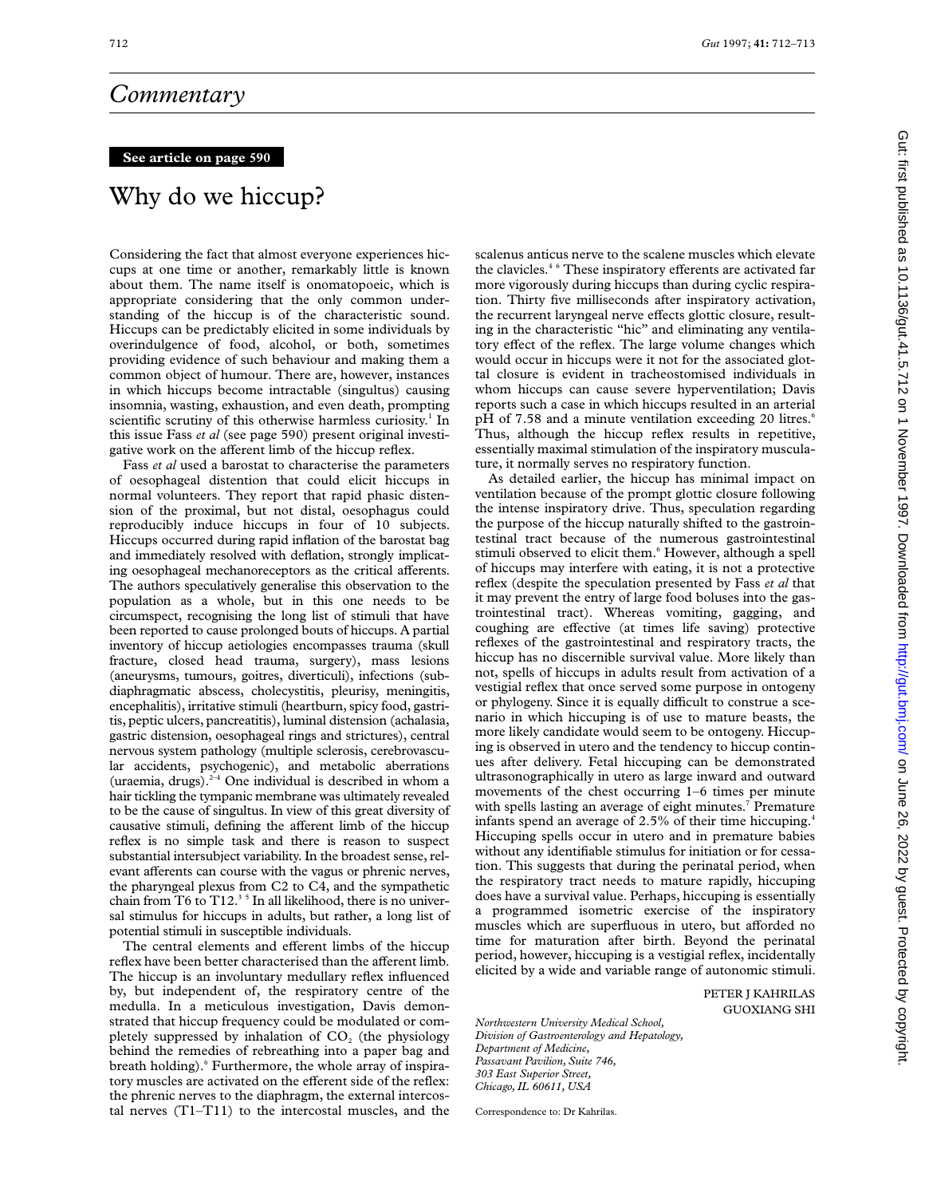# Commentary

**See article on page 590**

## Why do we hiccup?

Considering the fact that almost everyone experiences hiccups at one time or another, remarkably little is known about them. The name itself is onomatopoeic, which is appropriate considering that the only common understanding of the hiccup is of the characteristic sound. Hiccups can be predictably elicited in some individuals by overindulgence of food, alcohol, or both, sometimes providing evidence of such behaviour and making them a common object of humour. There are, however, instances in which hiccups become intractable (singultus) causing insomnia, wasting, exhaustion, and even death, prompting scientific scrutiny of this otherwise harmless curiosity.[1] In this issue Fass *et al* (see page 590) present original investigative work on the afferent limb of the hiccup reflex.

Fass *et al* used a barostat to characterise the parameters of oesophageal distention that could elicit hiccups in normal volunteers. They report that rapid phasic distension of the proximal, but not distal, oesophagus could reproducibly induce hiccups in four of 10 subjects. Hiccups occurred during rapid inflation of the barostat bag and immediately resolved with deflation, strongly implicating oesophageal mechanoreceptors as the critical afferents. The authors speculatively generalise this observation to the population as a whole, but in this one needs to be circumspect, recognising the long list of stimuli that have been reported to cause prolonged bouts of hiccups. A partial inventory of hiccup aetiologies encompasses trauma (skull fracture, closed head trauma, surgery), mass lesions (aneurysms, tumours, goitres, diverticuli), infections (subdiaphragmatic abscess, cholecystitis, pleurisy, meningitis, encephalitis), irritative stimuli (heartburn, spicy food, gastritis, peptic ulcers, pancreatitis), luminal distension (achalasia, gastric distension, oesophageal rings and strictures), central nervous system pathology (multiple sclerosis, cerebrovascular accidents, psychogenic), and metabolic aberrations (uraemia, drugs).[2–4] One individual is described in whom a hair tickling the tympanic membrane was ultimately revealed to be the cause of singultus. In view of this great diversity of causative stimuli, defining the afferent limb of the hiccup reflex is no simple task and there is reason to suspect substantial intersubject variability. In the broadest sense, relevant afferents can course with the vagus or phrenic nerves, the pharyngeal plexus from C2 to C4, and the sympathetic chain from T6 to T12.[3,5] In all likelihood, there is no universal stimulus for hiccups in adults, but rather, a long list of potential stimuli in susceptible individuals.

The central elements and efferent limbs of the hiccup reflex have been better characterised than the afferent limb. The hiccup is an involuntary medullary reflex influenced by, but independent of, the respiratory centre of the medulla. In a meticulous investigation, Davis demonstrated that hiccup frequency could be modulated or completely suppressed by inhalation of $CO_2$ (the physiology behind the remedies of rebreathing into a paper bag and breath holding).[6] Furthermore, the whole array of inspiratory muscles are activated on the efferent side of the reflex: the phrenic nerves to the diaphragm, the external intercostal nerves (T1–T11) to the intercostal muscles, and the scalenus anticus nerve to the scalene muscles which elevate the clavicles.[4,6] These inspiratory efferents are activated far more vigorously during hiccups than during cyclic respiration. Thirty five milliseconds after inspiratory activation, the recurrent laryngeal nerve effects glottic closure, resulting in the characteristic "hic" and eliminating any ventilatory effect of the reflex. The large volume changes which would occur in hiccups were it not for the associated glottal closure is evident in tracheostomised individuals in whom hiccups can cause severe hyperventilation; Davis reports such a case in which hiccups resulted in an arterial pH of 7.58 and a minute ventilation exceeding 20 litres.[6] Thus, although the hiccup reflex results in repetitive, essentially maximal stimulation of the inspiratory musculature, it normally serves no respiratory function.

As detailed earlier, the hiccup has minimal impact on ventilation because of the prompt glottic closure following the intense inspiratory drive. Thus, speculation regarding the purpose of the hiccup naturally shifted to the gastrointestinal tract because of the numerous gastrointestinal stimuli observed to elicit them.[6] However, although a spell of hiccups may interfere with eating, it is not a protective reflex (despite the speculation presented by Fass *et al* that it may prevent the entry of large food boluses into the gastrointestinal tract). Whereas vomiting, gagging, and coughing are effective (at times life saving) protective reflexes of the gastrointestinal and respiratory tracts, the hiccup has no discernible survival value. More likely than not, spells of hiccups in adults result from activation of a vestigial reflex that once served some purpose in ontogeny or phylogeny. Since it is equally difficult to construe a scenario in which hiccuping is of use to mature beasts, the more likely candidate would seem to be ontogeny. Hiccuping is observed in utero and the tendency to hiccup continues after delivery. Fetal hiccuping can be demonstrated ultrasonographically in utero as large inward and outward movements of the chest occurring 1–6 times per minute with spells lasting an average of eight minutes.[7] Premature infants spend an average of 2.5% of their time hiccuping.[4] Hiccuping spells occur in utero and in premature babies without any identifiable stimulus for initiation or for cessation. This suggests that during the perinatal period, when the respiratory tract needs to mature rapidly, hiccuping does have a survival value. Perhaps, hiccuping is essentially a programmed isometric exercise of the inspiratory muscles which are superfluous in utero, but afforded no time for maturation after birth. Beyond the perinatal period, however, hiccuping is a vestigial reflex, incidentally elicited by a wide and variable range of autonomic stimuli.

PETER J KAHRILAS
GUOXIANG SHI

*Northwestern University Medical School,*
*Division of Gastroenterology and Hepatology,*
*Department of Medicine,*
*Passavant Pavilion, Suite 746,*
*303 East Superior Street,*
*Chicago, IL 60611, USA*

Correspondence to: Dr Kahrilas.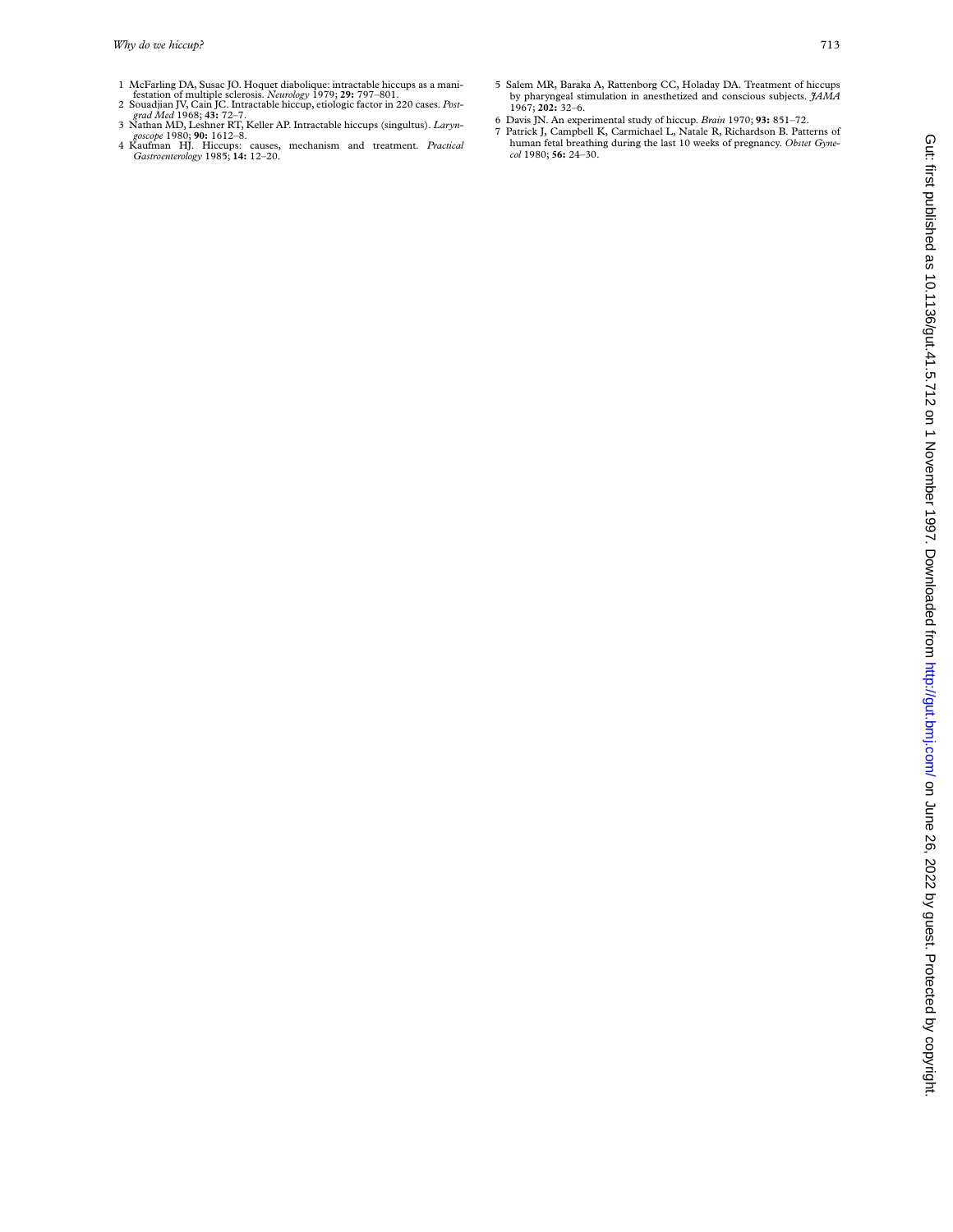1 McFarling DA, Susac JO. Hoquet diabolique: intractable hiccups as a manifestation of multiple sclerosis. *Neurology* 1979; **29:** 797–801.

2 Souadjian JV, Cain JC. Intractable hiccup, etiologic factor in 220 cases. *Postgrad Med* 1968; **43:** 72–7.

3 Nathan MD, Leshner RT, Keller AP. Intractable hiccups (singultus). *Laryngoscope* 1980; **90:** 1612–8.

4 Kaufman HJ. Hiccups: causes, mechanism and treatment. *Practical Gastroenterology* 1985; **14:** 12–20.

5 Salem MR, Baraka A, Rattenborg CC, Holaday DA. Treatment of hiccups by pharyngeal stimulation in anesthetized and conscious subjects. *JAMA* 1967; **202:** 32–6.

6 Davis JN. An experimental study of hiccup. *Brain* 1970; **93:** 851–72.

7 Patrick J, Campbell K, Carmichael L, Natale R, Richardson B. Patterns of human fetal breathing during the last 10 weeks of pregnancy. *Obstet Gynecol* 1980; **56:** 24–30.